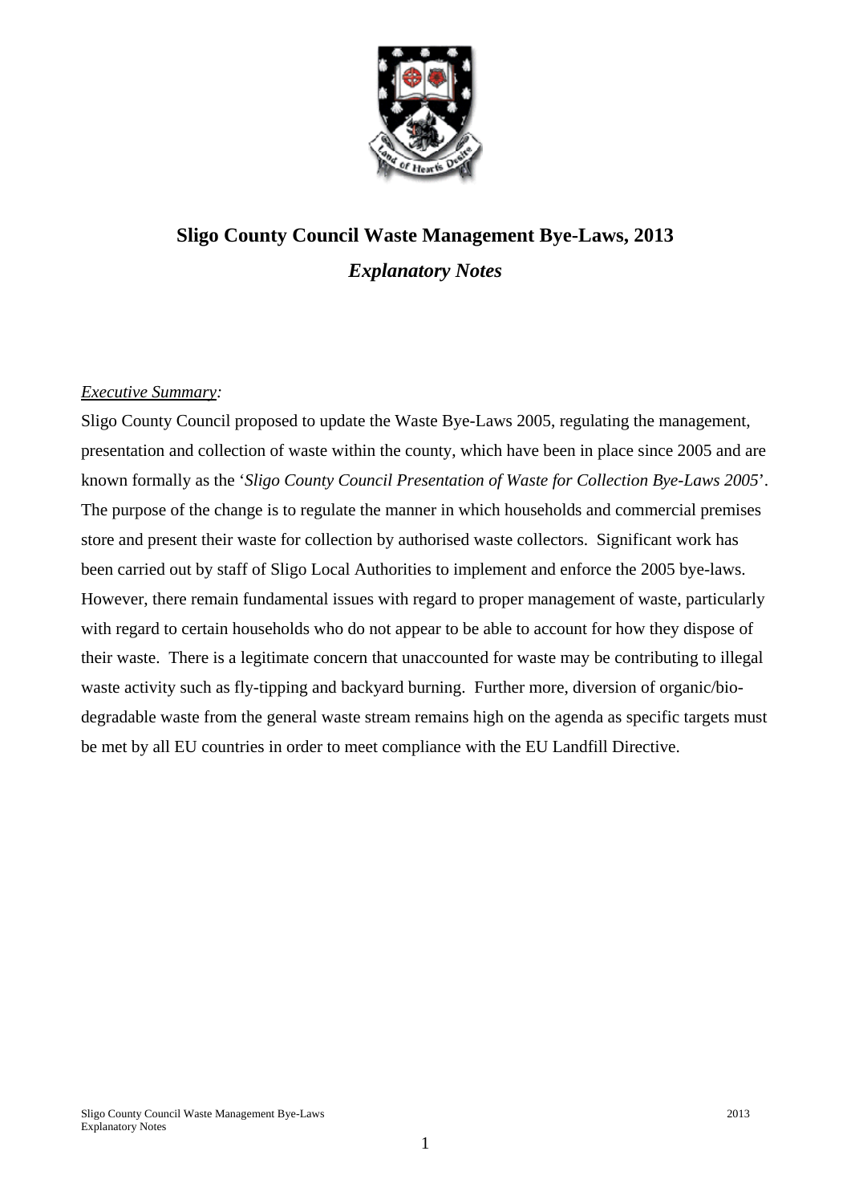# Sligo County Council Waste Management Bye-Laws, 2013

## *Explanatory Notes*

*Executive Summary:*

Sligo County Council proposed to update the Waste Bye-Laws 2005, regulating the management, presentation and collection of waste within the county, which have been in place since 2005 and are known formally as the '*Sligo County Council Presentation of Waste for Collection Bye-Laws 2005*'. The purpose of the change is to regulate the manner in which households and commercial premises store and present their waste for collection by authorised waste collectors. Significant work has been carried out by staff of Sligo Local Authorities to implement and enforce the 2005 bye-laws. However, there remain fundamental issues with regard to proper management of waste, particularly with regard to certain households who do not appear to be able to account for how they dispose of their waste. There is a legitimate concern that unaccounted for waste may be contributing to illegal waste activity such as fly-tipping and backyard burning. Further more, diversion of organic/bio-degradable waste from the general waste stream remains high on the agenda as specific targets must be met by all EU countries in order to meet compliance with the EU Landfill Directive.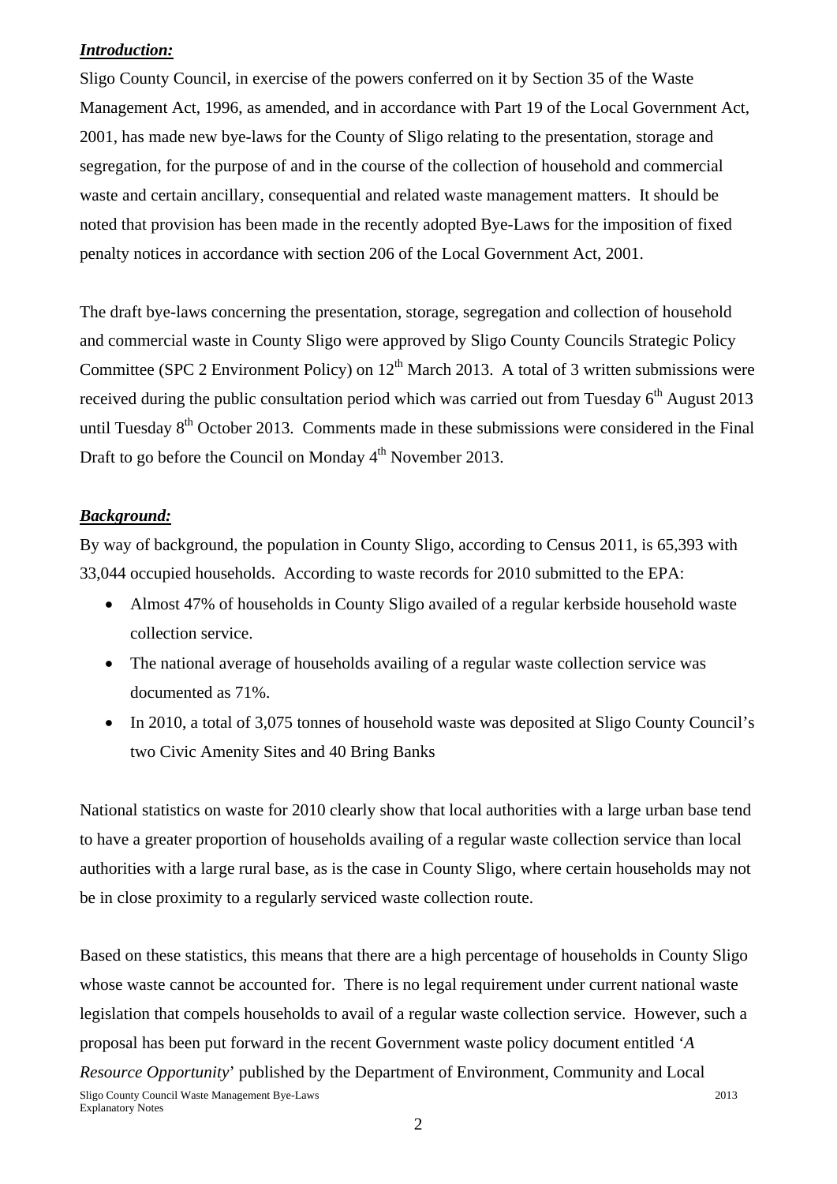***Introduction:***

Sligo County Council, in exercise of the powers conferred on it by Section 35 of the Waste Management Act, 1996, as amended, and in accordance with Part 19 of the Local Government Act, 2001, has made new bye-laws for the County of Sligo relating to the presentation, storage and segregation, for the purpose of and in the course of the collection of household and commercial waste and certain ancillary, consequential and related waste management matters. It should be noted that provision has been made in the recently adopted Bye-Laws for the imposition of fixed penalty notices in accordance with section 206 of the Local Government Act, 2001.

The draft bye-laws concerning the presentation, storage, segregation and collection of household and commercial waste in County Sligo were approved by Sligo County Councils Strategic Policy Committee (SPC 2 Environment Policy) on 12th March 2013. A total of 3 written submissions were received during the public consultation period which was carried out from Tuesday 6th August 2013 until Tuesday 8th October 2013. Comments made in these submissions were considered in the Final Draft to go before the Council on Monday 4th November 2013.

***Background:***

By way of background, the population in County Sligo, according to Census 2011, is 65,393 with 33,044 occupied households. According to waste records for 2010 submitted to the EPA:

- Almost 47% of households in County Sligo availed of a regular kerbside household waste collection service.
- The national average of households availing of a regular waste collection service was documented as 71%.
- In 2010, a total of 3,075 tonnes of household waste was deposited at Sligo County Council's two Civic Amenity Sites and 40 Bring Banks

National statistics on waste for 2010 clearly show that local authorities with a large urban base tend to have a greater proportion of households availing of a regular waste collection service than local authorities with a large rural base, as is the case in County Sligo, where certain households may not be in close proximity to a regularly serviced waste collection route.

Based on these statistics, this means that there are a high percentage of households in County Sligo whose waste cannot be accounted for. There is no legal requirement under current national waste legislation that compels households to avail of a regular waste collection service. However, such a proposal has been put forward in the recent Government waste policy document entitled '*A Resource Opportunity*' published by the Department of Environment, Community and Local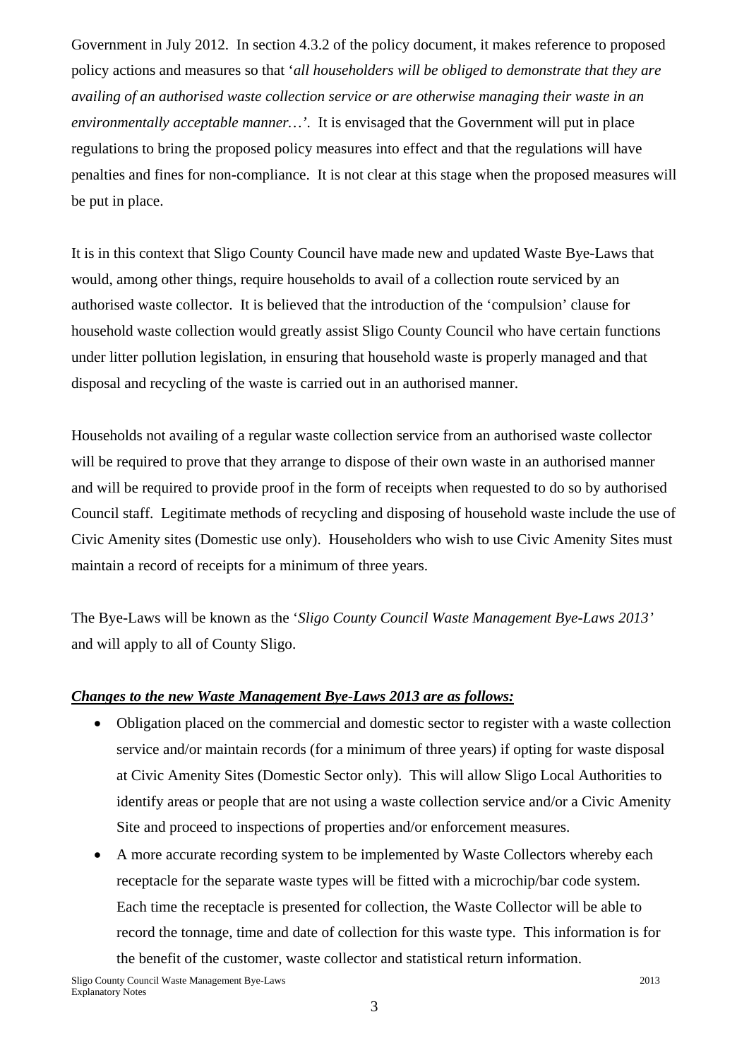Government in July 2012. In section 4.3.2 of the policy document, it makes reference to proposed policy actions and measures so that '*all householders will be obliged to demonstrate that they are availing of an authorised waste collection service or are otherwise managing their waste in an environmentally acceptable manner…*'. It is envisaged that the Government will put in place regulations to bring the proposed policy measures into effect and that the regulations will have penalties and fines for non-compliance. It is not clear at this stage when the proposed measures will be put in place.

It is in this context that Sligo County Council have made new and updated Waste Bye-Laws that would, among other things, require households to avail of a collection route serviced by an authorised waste collector. It is believed that the introduction of the 'compulsion' clause for household waste collection would greatly assist Sligo County Council who have certain functions under litter pollution legislation, in ensuring that household waste is properly managed and that disposal and recycling of the waste is carried out in an authorised manner.

Households not availing of a regular waste collection service from an authorised waste collector will be required to prove that they arrange to dispose of their own waste in an authorised manner and will be required to provide proof in the form of receipts when requested to do so by authorised Council staff. Legitimate methods of recycling and disposing of household waste include the use of Civic Amenity sites (Domestic use only). Householders who wish to use Civic Amenity Sites must maintain a record of receipts for a minimum of three years.

The Bye-Laws will be known as the '*Sligo County Council Waste Management Bye-Laws 2013'* and will apply to all of County Sligo.

***Changes to the new Waste Management Bye-Laws 2013 are as follows:***

- Obligation placed on the commercial and domestic sector to register with a waste collection service and/or maintain records (for a minimum of three years) if opting for waste disposal at Civic Amenity Sites (Domestic Sector only). This will allow Sligo Local Authorities to identify areas or people that are not using a waste collection service and/or a Civic Amenity Site and proceed to inspections of properties and/or enforcement measures.
- A more accurate recording system to be implemented by Waste Collectors whereby each receptacle for the separate waste types will be fitted with a microchip/bar code system. Each time the receptacle is presented for collection, the Waste Collector will be able to record the tonnage, time and date of collection for this waste type. This information is for the benefit of the customer, waste collector and statistical return information.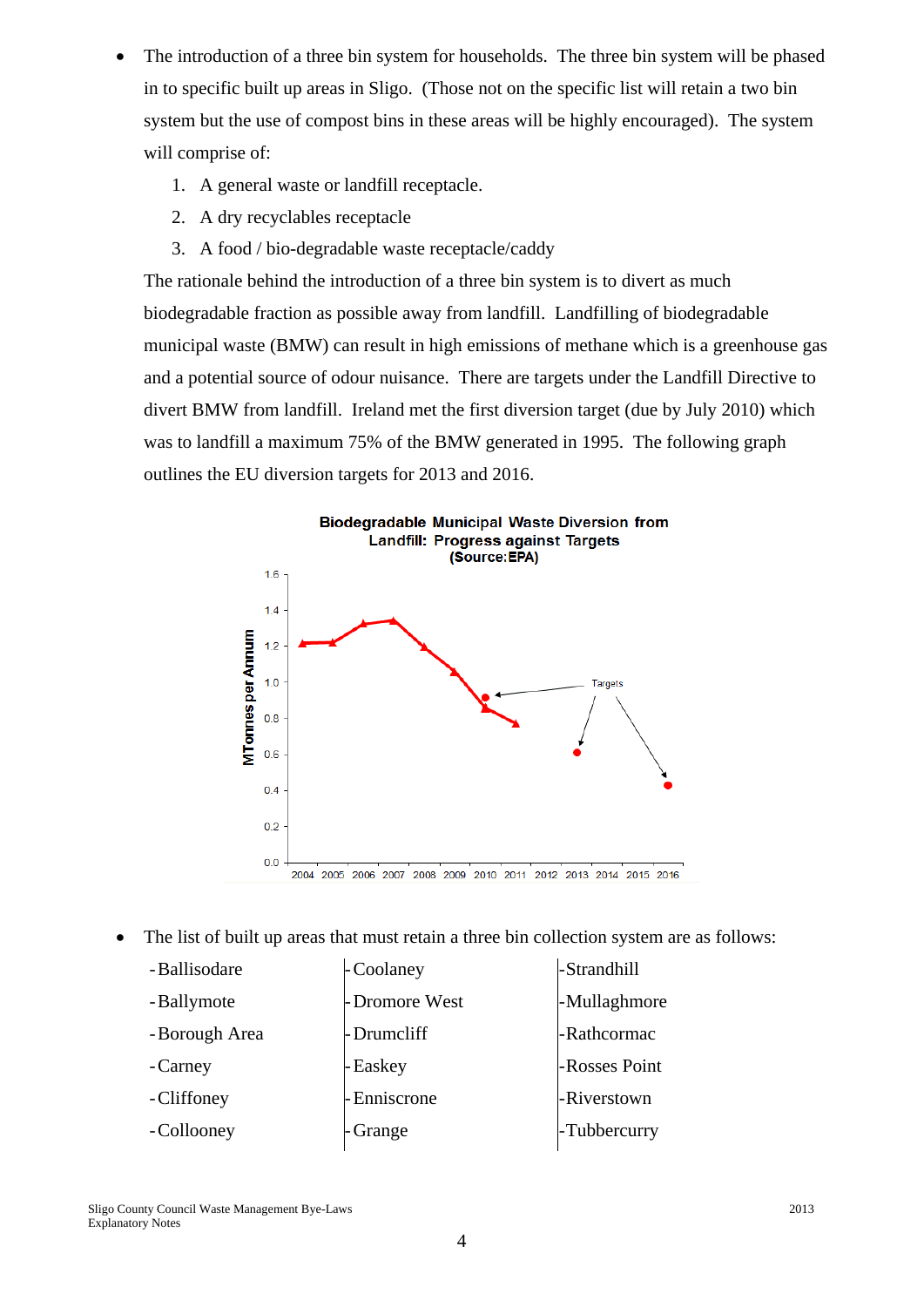- The introduction of a three bin system for households. The three bin system will be phased in to specific built up areas in Sligo. (Those not on the specific list will retain a two bin system but the use of compost bins in these areas will be highly encouraged). The system will comprise of:
  1. A general waste or landfill receptacle.
  2. A dry recyclables receptacle
  3. A food / bio-degradable waste receptacle/caddy

  The rationale behind the introduction of a three bin system is to divert as much biodegradable fraction as possible away from landfill. Landfilling of biodegradable municipal waste (BMW) can result in high emissions of methane which is a greenhouse gas and a potential source of odour nuisance. There are targets under the Landfill Directive to divert BMW from landfill. Ireland met the first diversion target (due by July 2010) which was to landfill a maximum 75% of the BMW generated in 1995. The following graph outlines the EU diversion targets for 2013 and 2016.

**Biodegradable Municipal Waste Diversion from Landfill: Progress against Targets (Source: EPA)**

- The list of built up areas that must retain a three bin collection system are as follows:

| | | |
|---|---|---|
| -Ballisodare | -Coolaney | -Strandhill |
| -Ballymote | -Dromore West | -Mullaghmore |
| -Borough Area | -Drumcliff | -Rathcormac |
| -Carney | -Easkey | -Rosses Point |
| -Cliffoney | -Enniscrone | -Riverstown |
| -Collooney | -Grange | -Tubbercurry |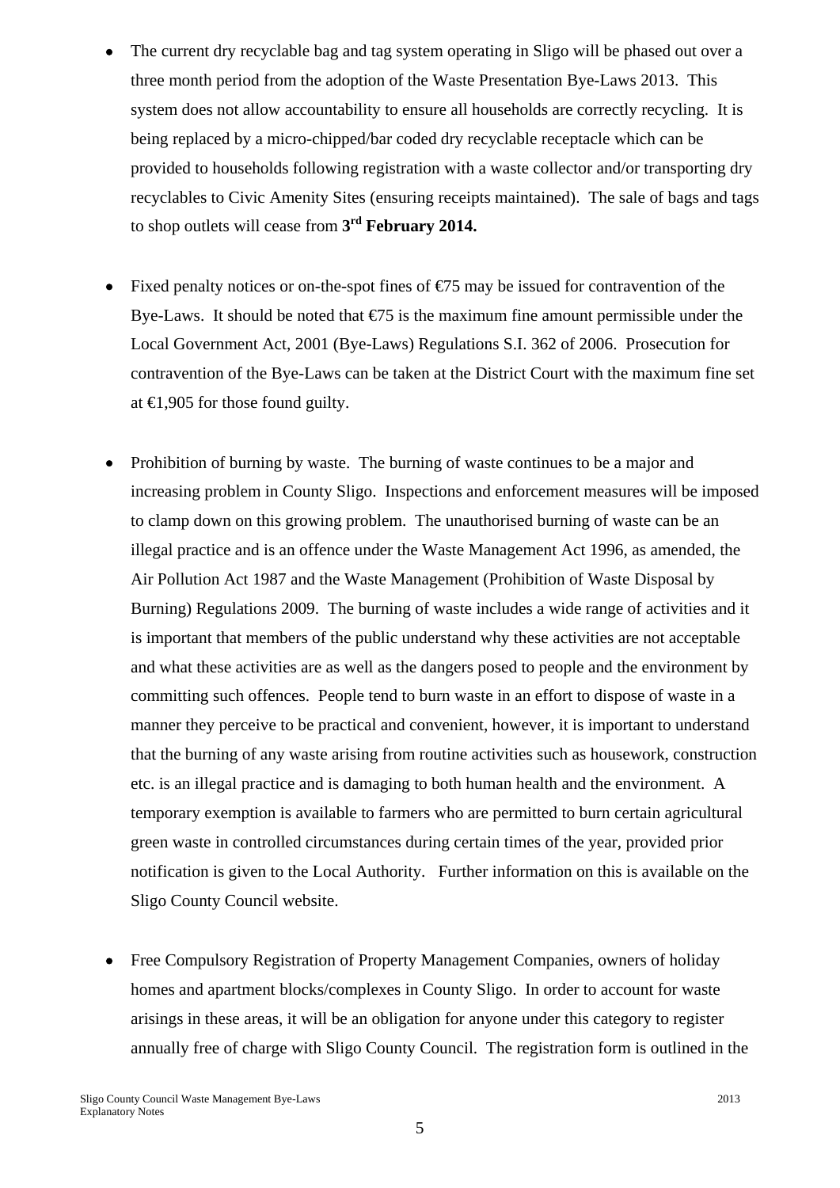- The current dry recyclable bag and tag system operating in Sligo will be phased out over a three month period from the adoption of the Waste Presentation Bye-Laws 2013. This system does not allow accountability to ensure all households are correctly recycling. It is being replaced by a micro-chipped/bar coded dry recyclable receptacle which can be provided to households following registration with a waste collector and/or transporting dry recyclables to Civic Amenity Sites (ensuring receipts maintained). The sale of bags and tags to shop outlets will cease from **3rd February 2014.**

- Fixed penalty notices or on-the-spot fines of €75 may be issued for contravention of the Bye-Laws. It should be noted that €75 is the maximum fine amount permissible under the Local Government Act, 2001 (Bye-Laws) Regulations S.I. 362 of 2006. Prosecution for contravention of the Bye-Laws can be taken at the District Court with the maximum fine set at €1,905 for those found guilty.

- Prohibition of burning by waste. The burning of waste continues to be a major and increasing problem in County Sligo. Inspections and enforcement measures will be imposed to clamp down on this growing problem. The unauthorised burning of waste can be an illegal practice and is an offence under the Waste Management Act 1996, as amended, the Air Pollution Act 1987 and the Waste Management (Prohibition of Waste Disposal by Burning) Regulations 2009. The burning of waste includes a wide range of activities and it is important that members of the public understand why these activities are not acceptable and what these activities are as well as the dangers posed to people and the environment by committing such offences. People tend to burn waste in an effort to dispose of waste in a manner they perceive to be practical and convenient, however, it is important to understand that the burning of any waste arising from routine activities such as housework, construction etc. is an illegal practice and is damaging to both human health and the environment. A temporary exemption is available to farmers who are permitted to burn certain agricultural green waste in controlled circumstances during certain times of the year, provided prior notification is given to the Local Authority. Further information on this is available on the Sligo County Council website.

- Free Compulsory Registration of Property Management Companies, owners of holiday homes and apartment blocks/complexes in County Sligo. In order to account for waste arisings in these areas, it will be an obligation for anyone under this category to register annually free of charge with Sligo County Council. The registration form is outlined in the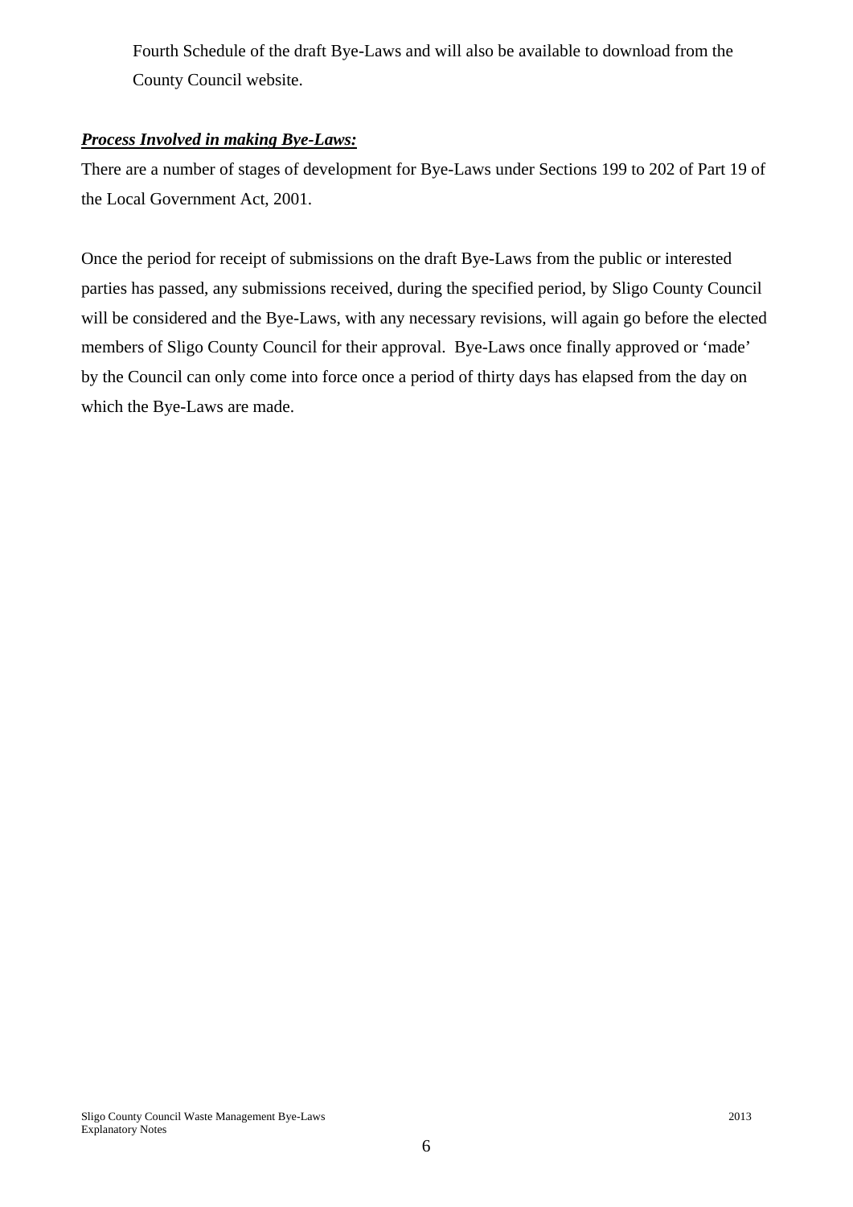Fourth Schedule of the draft Bye-Laws and will also be available to download from the County Council website.

***Process Involved in making Bye-Laws:***

There are a number of stages of development for Bye-Laws under Sections 199 to 202 of Part 19 of the Local Government Act, 2001.

Once the period for receipt of submissions on the draft Bye-Laws from the public or interested parties has passed, any submissions received, during the specified period, by Sligo County Council will be considered and the Bye-Laws, with any necessary revisions, will again go before the elected members of Sligo County Council for their approval. Bye-Laws once finally approved or 'made' by the Council can only come into force once a period of thirty days has elapsed from the day on which the Bye-Laws are made.